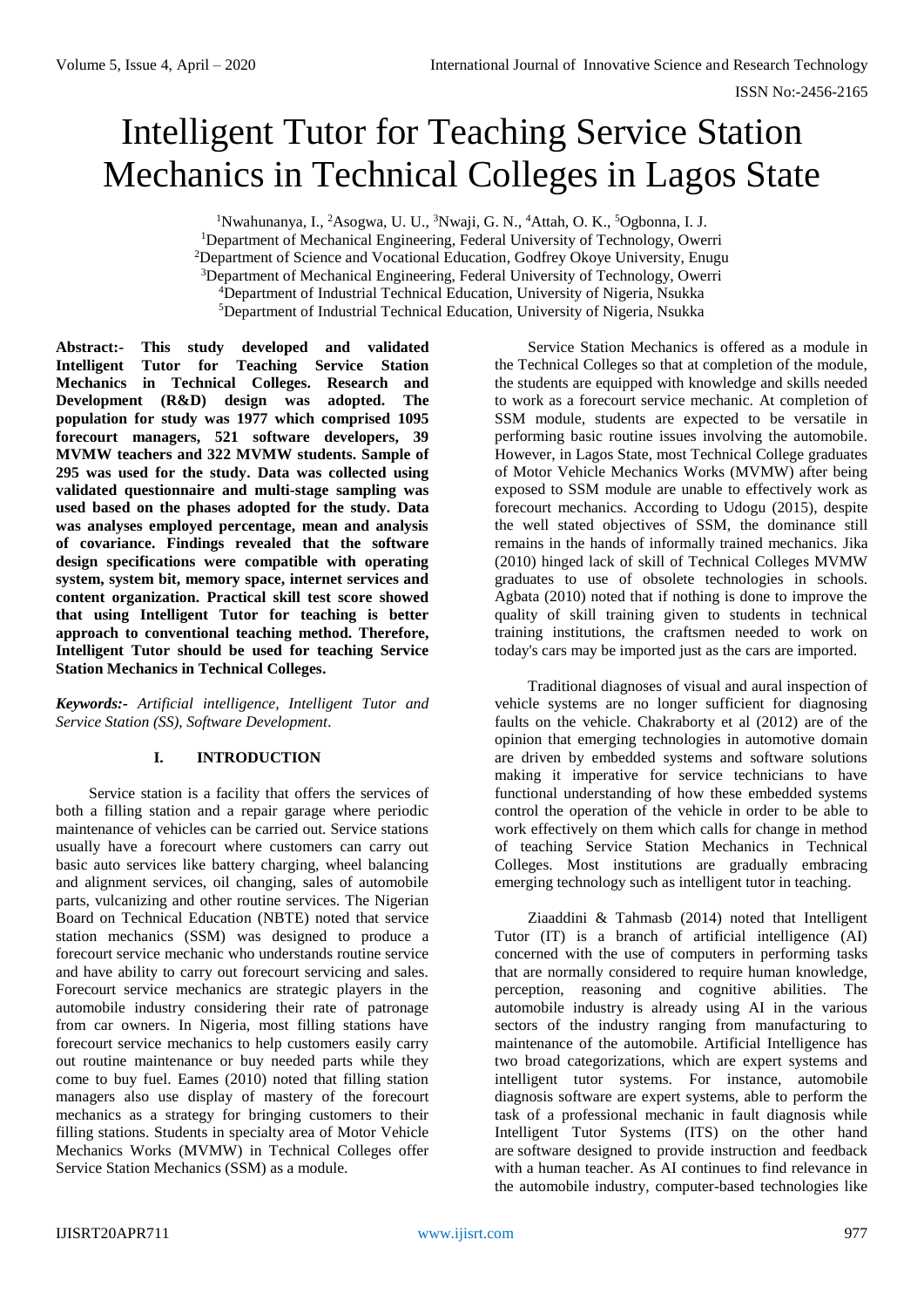# Intelligent Tutor for Teaching Service Station Mechanics in Technical Colleges in Lagos State

[1]Nwahunanya, I., [2]Asogwa, U. U., [3]Nwaji, G. N., [4]Attah, O. K., [5]Ogbonna, I. J.
[1]Department of Mechanical Engineering, Federal University of Technology, Owerri
[2]Department of Science and Vocational Education, Godfrey Okoye University, Enugu
[3]Department of Mechanical Engineering, Federal University of Technology, Owerri
[4]Department of Industrial Technical Education, University of Nigeria, Nsukka
[5]Department of Industrial Technical Education, University of Nigeria, Nsukka

**Abstract:- This study developed and validated Intelligent Tutor for Teaching Service Station Mechanics in Technical Colleges. Research and Development (R&D) design was adopted. The population for study was 1977 which comprised 1095 forecourt managers, 521 software developers, 39 MVMW teachers and 322 MVMW students. Sample of 295 was used for the study. Data was collected using validated questionnaire and multi-stage sampling was used based on the phases adopted for the study. Data was analyses employed percentage, mean and analysis of covariance. Findings revealed that the software design specifications were compatible with operating system, system bit, memory space, internet services and content organization. Practical skill test score showed that using Intelligent Tutor for teaching is better approach to conventional teaching method. Therefore, Intelligent Tutor should be used for teaching Service Station Mechanics in Technical Colleges.**

***Keywords:-*** *Artificial intelligence, Intelligent Tutor and Service Station (SS), Software Development*.

## I. INTRODUCTION

Service station is a facility that offers the services of both a filling station and a repair garage where periodic maintenance of vehicles can be carried out. Service stations usually have a forecourt where customers can carry out basic auto services like battery charging, wheel balancing and alignment services, oil changing, sales of automobile parts, vulcanizing and other routine services. The Nigerian Board on Technical Education (NBTE) noted that service station mechanics (SSM) was designed to produce a forecourt service mechanic who understands routine service and have ability to carry out forecourt servicing and sales. Forecourt service mechanics are strategic players in the automobile industry considering their rate of patronage from car owners. In Nigeria, most filling stations have forecourt service mechanics to help customers easily carry out routine maintenance or buy needed parts while they come to buy fuel. Eames (2010) noted that filling station managers also use display of mastery of the forecourt mechanics as a strategy for bringing customers to their filling stations. Students in specialty area of Motor Vehicle Mechanics Works (MVMW) in Technical Colleges offer Service Station Mechanics (SSM) as a module.

Service Station Mechanics is offered as a module in the Technical Colleges so that at completion of the module, the students are equipped with knowledge and skills needed to work as a forecourt service mechanic. At completion of SSM module, students are expected to be versatile in performing basic routine issues involving the automobile. However, in Lagos State, most Technical College graduates of Motor Vehicle Mechanics Works (MVMW) after being exposed to SSM module are unable to effectively work as forecourt mechanics. According to Udogu (2015), despite the well stated objectives of SSM, the dominance still remains in the hands of informally trained mechanics. Jika (2010) hinged lack of skill of Technical Colleges MVMW graduates to use of obsolete technologies in schools. Agbata (2010) noted that if nothing is done to improve the quality of skill training given to students in technical training institutions, the craftsmen needed to work on today's cars may be imported just as the cars are imported.

Traditional diagnoses of visual and aural inspection of vehicle systems are no longer sufficient for diagnosing faults on the vehicle. Chakraborty et al (2012) are of the opinion that emerging technologies in automotive domain are driven by embedded systems and software solutions making it imperative for service technicians to have functional understanding of how these embedded systems control the operation of the vehicle in order to be able to work effectively on them which calls for change in method of teaching Service Station Mechanics in Technical Colleges. Most institutions are gradually embracing emerging technology such as intelligent tutor in teaching.

Ziaaddini & Tahmasb (2014) noted that Intelligent Tutor (IT) is a branch of artificial intelligence (AI) concerned with the use of computers in performing tasks that are normally considered to require human knowledge, perception, reasoning and cognitive abilities. The automobile industry is already using AI in the various sectors of the industry ranging from manufacturing to maintenance of the automobile. Artificial Intelligence has two broad categorizations, which are expert systems and intelligent tutor systems. For instance, automobile diagnosis software are expert systems, able to perform the task of a professional mechanic in fault diagnosis while Intelligent Tutor Systems (ITS) on the other hand are software designed to provide instruction and feedback with a human teacher. As AI continues to find relevance in the automobile industry, computer-based technologies like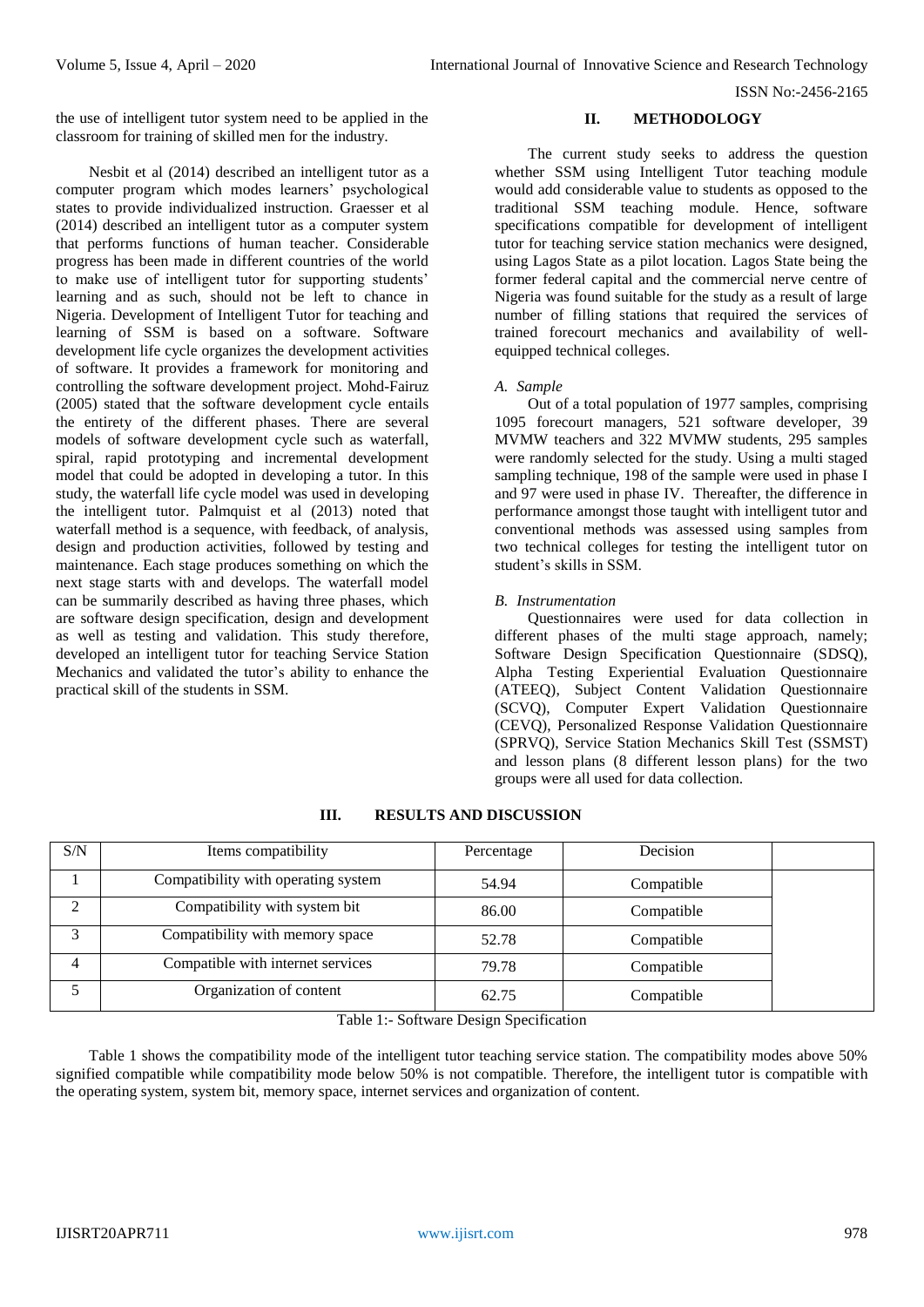the use of intelligent tutor system need to be applied in the classroom for training of skilled men for the industry.

Nesbit et al (2014) described an intelligent tutor as a computer program which modes learners' psychological states to provide individualized instruction. Graesser et al (2014) described an intelligent tutor as a computer system that performs functions of human teacher. Considerable progress has been made in different countries of the world to make use of intelligent tutor for supporting students' learning and as such, should not be left to chance in Nigeria. Development of Intelligent Tutor for teaching and learning of SSM is based on a software. Software development life cycle organizes the development activities of software. It provides a framework for monitoring and controlling the software development project. Mohd-Fairuz (2005) stated that the software development cycle entails the entirety of the different phases. There are several models of software development cycle such as waterfall, spiral, rapid prototyping and incremental development model that could be adopted in developing a tutor. In this study, the waterfall life cycle model was used in developing the intelligent tutor. Palmquist et al (2013) noted that waterfall method is a sequence, with feedback, of analysis, design and production activities, followed by testing and maintenance. Each stage produces something on which the next stage starts with and develops. The waterfall model can be summarily described as having three phases, which are software design specification, design and development as well as testing and validation. This study therefore, developed an intelligent tutor for teaching Service Station Mechanics and validated the tutor's ability to enhance the practical skill of the students in SSM.

## II. METHODOLOGY

The current study seeks to address the question whether SSM using Intelligent Tutor teaching module would add considerable value to students as opposed to the traditional SSM teaching module. Hence, software specifications compatible for development of intelligent tutor for teaching service station mechanics were designed, using Lagos State as a pilot location. Lagos State being the former federal capital and the commercial nerve centre of Nigeria was found suitable for the study as a result of large number of filling stations that required the services of trained forecourt mechanics and availability of well-equipped technical colleges.

### *A. Sample*

Out of a total population of 1977 samples, comprising 1095 forecourt managers, 521 software developer, 39 MVMW teachers and 322 MVMW students, 295 samples were randomly selected for the study. Using a multi staged sampling technique, 198 of the sample were used in phase I and 97 were used in phase IV. Thereafter, the difference in performance amongst those taught with intelligent tutor and conventional methods was assessed using samples from two technical colleges for testing the intelligent tutor on student's skills in SSM.

### *B. Instrumentation*

Questionnaires were used for data collection in different phases of the multi stage approach, namely; Software Design Specification Questionnaire (SDSQ), Alpha Testing Experiential Evaluation Questionnaire (ATEEQ), Subject Content Validation Questionnaire (SCVQ), Computer Expert Validation Questionnaire (CEVQ), Personalized Response Validation Questionnaire (SPRVQ), Service Station Mechanics Skill Test (SSMST) and lesson plans (8 different lesson plans) for the two groups were all used for data collection.

## III. RESULTS AND DISCUSSION

| S/N | Items compatibility | Percentage | Decision | |
|---|---|---|---|---|
| 1 | Compatibility with operating system | 54.94 | Compatible | |
| 2 | Compatibility with system bit | 86.00 | Compatible | |
| 3 | Compatibility with memory space | 52.78 | Compatible | |
| 4 | Compatible with internet services | 79.78 | Compatible | |
| 5 | Organization of content | 62.75 | Compatible | |

Table 1:- Software Design Specification

Table 1 shows the compatibility mode of the intelligent tutor teaching service station. The compatibility modes above 50% signified compatible while compatibility mode below 50% is not compatible. Therefore, the intelligent tutor is compatible with the operating system, system bit, memory space, internet services and organization of content.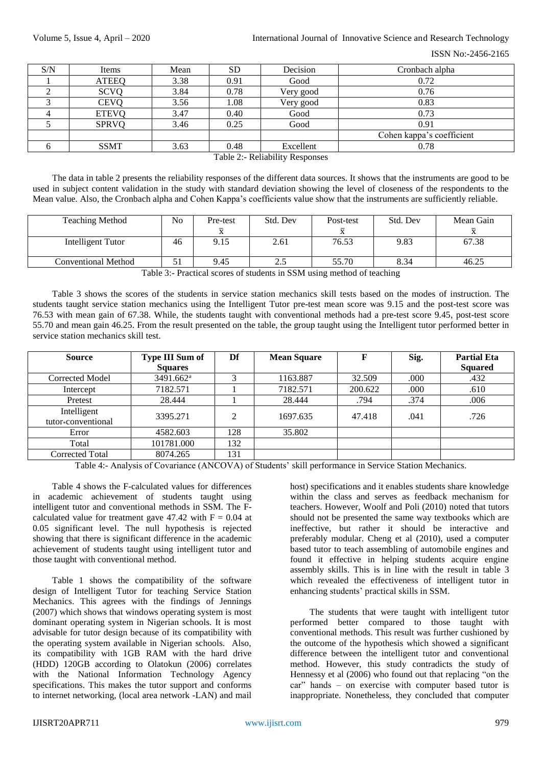| S/N | Items | Mean | SD | Decision | Cronbach alpha |
|---|---|---|---|---|---|
| 1 | ATEEQ | 3.38 | 0.91 | Good | 0.72 |
| 2 | SCVQ | 3.84 | 0.78 | Very good | 0.76 |
| 3 | CEVQ | 3.56 | 1.08 | Very good | 0.83 |
| 4 | ETEVQ | 3.47 | 0.40 | Good | 0.73 |
| 5 | SPRVQ | 3.46 | 0.25 | Good | 0.91 |
| | | | | | Cohen kappa's coefficient |
| 6 | SSMT | 3.63 | 0.48 | Excellent | 0.78 |

Table 2:- Reliability Responses

The data in table 2 presents the reliability responses of the different data sources. It shows that the instruments are good to be used in subject content validation in the study with standard deviation showing the level of closeness of the respondents to the Mean value. Also, the Cronbach alpha and Cohen Kappa's coefficients value show that the instruments are sufficiently reliable.

| Teaching Method | No | Pre-test $\bar{x}$ | Std. Dev | Post-test $\bar{x}$ | Std. Dev | Mean Gain $\bar{x}$ |
|---|---|---|---|---|---|---|
| Intelligent Tutor | 46 | 9.15 | 2.61 | 76.53 | 9.83 | 67.38 |
| Conventional Method | 51 | 9.45 | 2.5 | 55.70 | 8.34 | 46.25 |

Table 3:- Practical scores of students in SSM using method of teaching

Table 3 shows the scores of the students in service station mechanics skill tests based on the modes of instruction. The students taught service station mechanics using the Intelligent Tutor pre-test mean score was 9.15 and the post-test score was 76.53 with mean gain of 67.38. While, the students taught with conventional methods had a pre-test score 9.45, post-test score 55.70 and mean gain 46.25. From the result presented on the table, the group taught using the Intelligent tutor performed better in service station mechanics skill test.

| **Source** | **Type III Sum of Squares** | **Df** | **Mean Square** | **F** | **Sig.** | **Partial Eta Squared** |
|---|---|---|---|---|---|---|
| Corrected Model | 3491.662[a] | 3 | 1163.887 | 32.509 | .000 | .432 |
| Intercept | 7182.571 | 1 | 7182.571 | 200.622 | .000 | .610 |
| Pretest | 28.444 | 1 | 28.444 | .794 | .374 | .006 |
| Intelligent tutor*conventional | 3395.271 | 2 | 1697.635 | 47.418 | .041 | .726 |
| Error | 4582.603 | 128 | 35.802 | | | |
| Total | 101781.000 | 132 | | | | |
| Corrected Total | 8074.265 | 131 | | | | |

Table 4:- Analysis of Covariance (ANCOVA) of Students' skill performance in Service Station Mechanics.

Table 4 shows the F-calculated values for differences in academic achievement of students taught using intelligent tutor and conventional methods in SSM. The F-calculated value for treatment gave 47.42 with F = 0.04 at 0.05 significant level. The null hypothesis is rejected showing that there is significant difference in the academic achievement of students taught using intelligent tutor and those taught with conventional method.

Table 1 shows the compatibility of the software design of Intelligent Tutor for teaching Service Station Mechanics. This agrees with the findings of Jennings (2007) which shows that windows operating system is most dominant operating system in Nigerian schools. It is most advisable for tutor design because of its compatibility with the operating system available in Nigerian schools. Also, its compatibility with 1GB RAM with the hard drive (HDD) 120GB according to Olatokun (2006) correlates with the National Information Technology Agency specifications. This makes the tutor support and conforms to internet networking, (local area network -LAN) and mail host) specifications and it enables students share knowledge within the class and serves as feedback mechanism for teachers. However, Woolf and Poli (2010) noted that tutors should not be presented the same way textbooks which are ineffective, but rather it should be interactive and preferably modular. Cheng et al (2010), used a computer based tutor to teach assembling of automobile engines and found it effective in helping students acquire engine assembly skills. This is in line with the result in table 3 which revealed the effectiveness of intelligent tutor in enhancing students' practical skills in SSM.

The students that were taught with intelligent tutor performed better compared to those taught with conventional methods. This result was further cushioned by the outcome of the hypothesis which showed a significant difference between the intelligent tutor and conventional method. However, this study contradicts the study of Hennessy et al (2006) who found out that replacing "on the car" hands – on exercise with computer based tutor is inappropriate. Nonetheless, they concluded that computer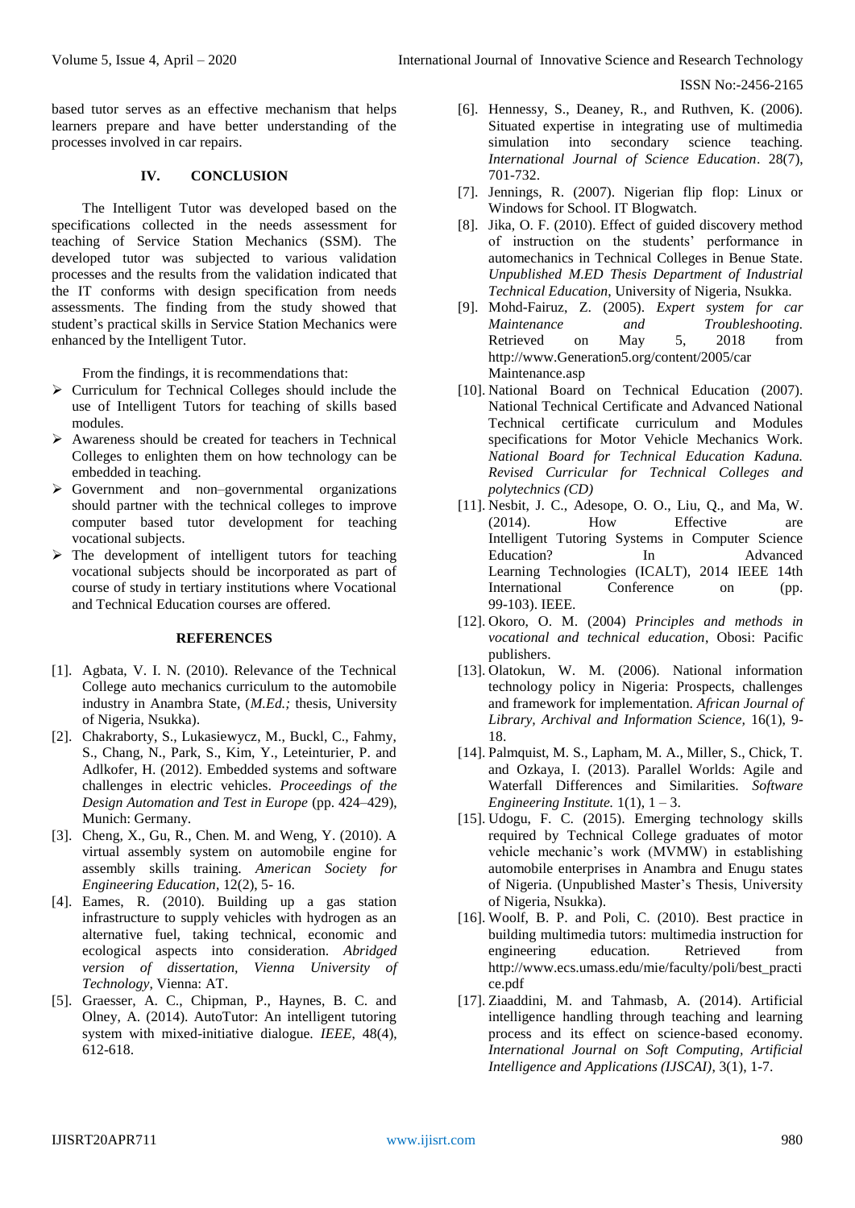based tutor serves as an effective mechanism that helps learners prepare and have better understanding of the processes involved in car repairs.

## IV. CONCLUSION

The Intelligent Tutor was developed based on the specifications collected in the needs assessment for teaching of Service Station Mechanics (SSM). The developed tutor was subjected to various validation processes and the results from the validation indicated that the IT conforms with design specification from needs assessments. The finding from the study showed that student's practical skills in Service Station Mechanics were enhanced by the Intelligent Tutor.

From the findings, it is recommendations that:

- Curriculum for Technical Colleges should include the use of Intelligent Tutors for teaching of skills based modules.
- Awareness should be created for teachers in Technical Colleges to enlighten them on how technology can be embedded in teaching.
- Government and non–governmental organizations should partner with the technical colleges to improve computer based tutor development for teaching vocational subjects.
- The development of intelligent tutors for teaching vocational subjects should be incorporated as part of course of study in tertiary institutions where Vocational and Technical Education courses are offered.

## REFERENCES

[1]. Agbata, V. I. N. (2010). Relevance of the Technical College auto mechanics curriculum to the automobile industry in Anambra State, (*M.Ed.;* thesis, University of Nigeria, Nsukka).

[2]. Chakraborty, S., Lukasiewycz, M., Buckl, C., Fahmy, S., Chang, N., Park, S., Kim, Y., Leteinturier, P. and Adlkofer, H. (2012). Embedded systems and software challenges in electric vehicles. *Proceedings of the Design Automation and Test in Europe* (pp. 424–429), Munich: Germany.

[3]. Cheng, X., Gu, R., Chen. M. and Weng, Y. (2010). A virtual assembly system on automobile engine for assembly skills training. *American Society for Engineering Education*, 12(2), 5- 16.

[4]. Eames, R. (2010). Building up a gas station infrastructure to supply vehicles with hydrogen as an alternative fuel, taking technical, economic and ecological aspects into consideration. *Abridged version of dissertation, Vienna University of Technology*, Vienna: AT.

[5]. Graesser, A. C., Chipman, P., Haynes, B. C. and Olney, A. (2014). AutoTutor: An intelligent tutoring system with mixed-initiative dialogue. *IEEE*, 48(4), 612-618.

[6]. Hennessy, S., Deaney, R., and Ruthven, K. (2006). Situated expertise in integrating use of multimedia simulation into secondary science teaching. *International Journal of Science Education*. 28(7), 701-732.

[7]. Jennings, R. (2007). Nigerian flip flop: Linux or Windows for School. IT Blogwatch.

[8]. Jika, O. F. (2010). Effect of guided discovery method of instruction on the students' performance in automechanics in Technical Colleges in Benue State. *Unpublished M.ED Thesis Department of Industrial Technical Education*, University of Nigeria, Nsukka.

[9]. Mohd-Fairuz, Z. (2005). *Expert system for car Maintenance and Troubleshooting.* Retrieved on May 5, 2018 from http://www.Generation5.org/content/2005/car Maintenance.asp

[10]. National Board on Technical Education (2007). National Technical Certificate and Advanced National Technical certificate curriculum and Modules specifications for Motor Vehicle Mechanics Work. *National Board for Technical Education Kaduna. Revised Curricular for Technical Colleges and polytechnics (CD)*

[11]. Nesbit, J. C., Adesope, O. O., Liu, Q., and Ma, W. (2014). How Effective are Intelligent Tutoring Systems in Computer Science Education? In Advanced Learning Technologies (ICALT), 2014 IEEE 14th International Conference on (pp. 99-103). IEEE.

[12]. Okoro, O. M. (2004) *Principles and methods in vocational and technical education*, Obosi: Pacific publishers.

[13]. Olatokun, W. M. (2006). National information technology policy in Nigeria: Prospects, challenges and framework for implementation. *African Journal of Library, Archival and Information Science*, 16(1), 9-18.

[14]. Palmquist, M. S., Lapham, M. A., Miller, S., Chick, T. and Ozkaya, I. (2013). Parallel Worlds: Agile and Waterfall Differences and Similarities. *Software Engineering Institute.* 1(1), 1 – 3.

[15]. Udogu, F. C. (2015). Emerging technology skills required by Technical College graduates of motor vehicle mechanic's work (MVMW) in establishing automobile enterprises in Anambra and Enugu states of Nigeria. (Unpublished Master's Thesis, University of Nigeria, Nsukka).

[16]. Woolf, B. P. and Poli, C. (2010). Best practice in building multimedia tutors: multimedia instruction for engineering education. Retrieved from http://www.ecs.umass.edu/mie/faculty/poli/best_practice.pdf

[17]. Ziaaddini, M. and Tahmasb, A. (2014). Artificial intelligence handling through teaching and learning process and its effect on science-based economy. *International Journal on Soft Computing, Artificial Intelligence and Applications (IJSCAI)*, 3(1), 1-7.